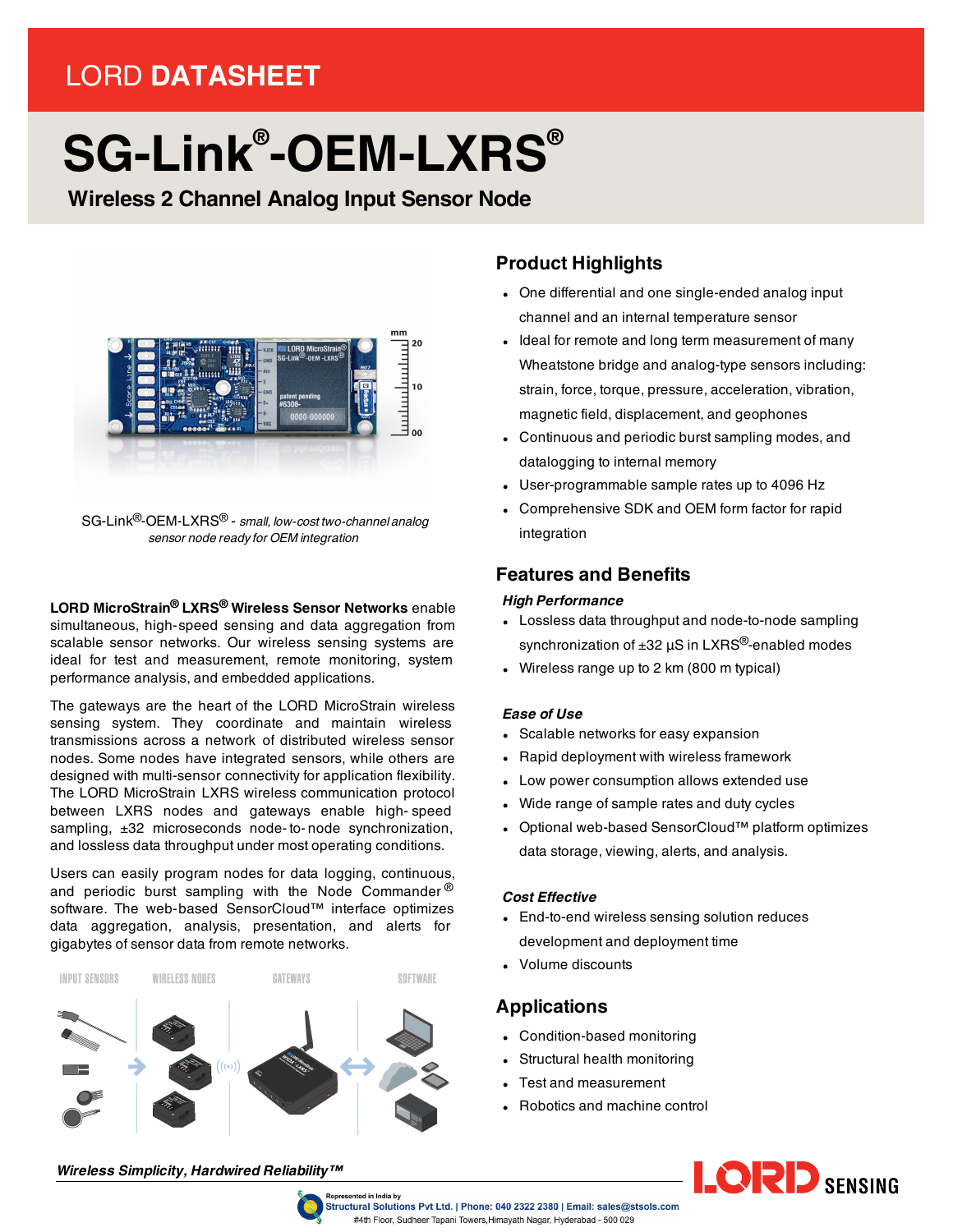LORD **DATASHEET**

# SG-Link®-OEM-LXRS®

## Wireless 2 Channel Analog Input Sensor Node

SG-Link®-OEM-LXRS® - *small, low-cost two-channel analog sensor node ready for OEM integration*

**LORD MicroStrain® LXRS® Wireless Sensor Networks** enable simultaneous, high-speed sensing and data aggregation from scalable sensor networks. Our wireless sensing systems are ideal for test and measurement, remote monitoring, system performance analysis, and embedded applications.

The gateways are the heart of the LORD MicroStrain wireless sensing system. They coordinate and maintain wireless transmissions across a network of distributed wireless sensor nodes. Some nodes have integrated sensors, while others are designed with multi-sensor connectivity for application flexibility. The LORD MicroStrain LXRS wireless communication protocol between LXRS nodes and gateways enable high-speed sampling, ±32 microseconds node-to-node synchronization, and lossless data throughput under most operating conditions.

Users can easily program nodes for data logging, continuous, and periodic burst sampling with the Node Commander® software. The web-based SensorCloud™ interface optimizes data aggregation, analysis, presentation, and alerts for gigabytes of sensor data from remote networks.

INPUT SENSORS — WIRELESS NODES — GATEWAYS — SOFTWARE

## Product Highlights

- One differential and one single-ended analog input channel and an internal temperature sensor
- Ideal for remote and long term measurement of many Wheatstone bridge and analog-type sensors including: strain, force, torque, pressure, acceleration, vibration, magnetic field, displacement, and geophones
- Continuous and periodic burst sampling modes, and datalogging to internal memory
- User-programmable sample rates up to 4096 Hz
- Comprehensive SDK and OEM form factor for rapid integration

## Features and Benefits

***High Performance***

- Lossless data throughput and node-to-node sampling synchronization of ±32 µS in LXRS®-enabled modes
- Wireless range up to 2 km (800 m typical)

***Ease of Use***

- Scalable networks for easy expansion
- Rapid deployment with wireless framework
- Low power consumption allows extended use
- Wide range of sample rates and duty cycles
- Optional web-based SensorCloud™ platform optimizes data storage, viewing, alerts, and analysis.

***Cost Effective***

- End-to-end wireless sensing solution reduces development and deployment time
- Volume discounts

## Applications

- Condition-based monitoring
- Structural health monitoring
- Test and measurement
- Robotics and machine control

***Wireless Simplicity, Hardwired Reliability™***

LORD SENSING

Represented in India by
Structural Solutions Pvt Ltd. | Phone: 040 2322 2380 | Email: sales@stsols.com
#4th Floor, Sudheer Tapani Towers,Himayath Nagar, Hyderabad - 500 029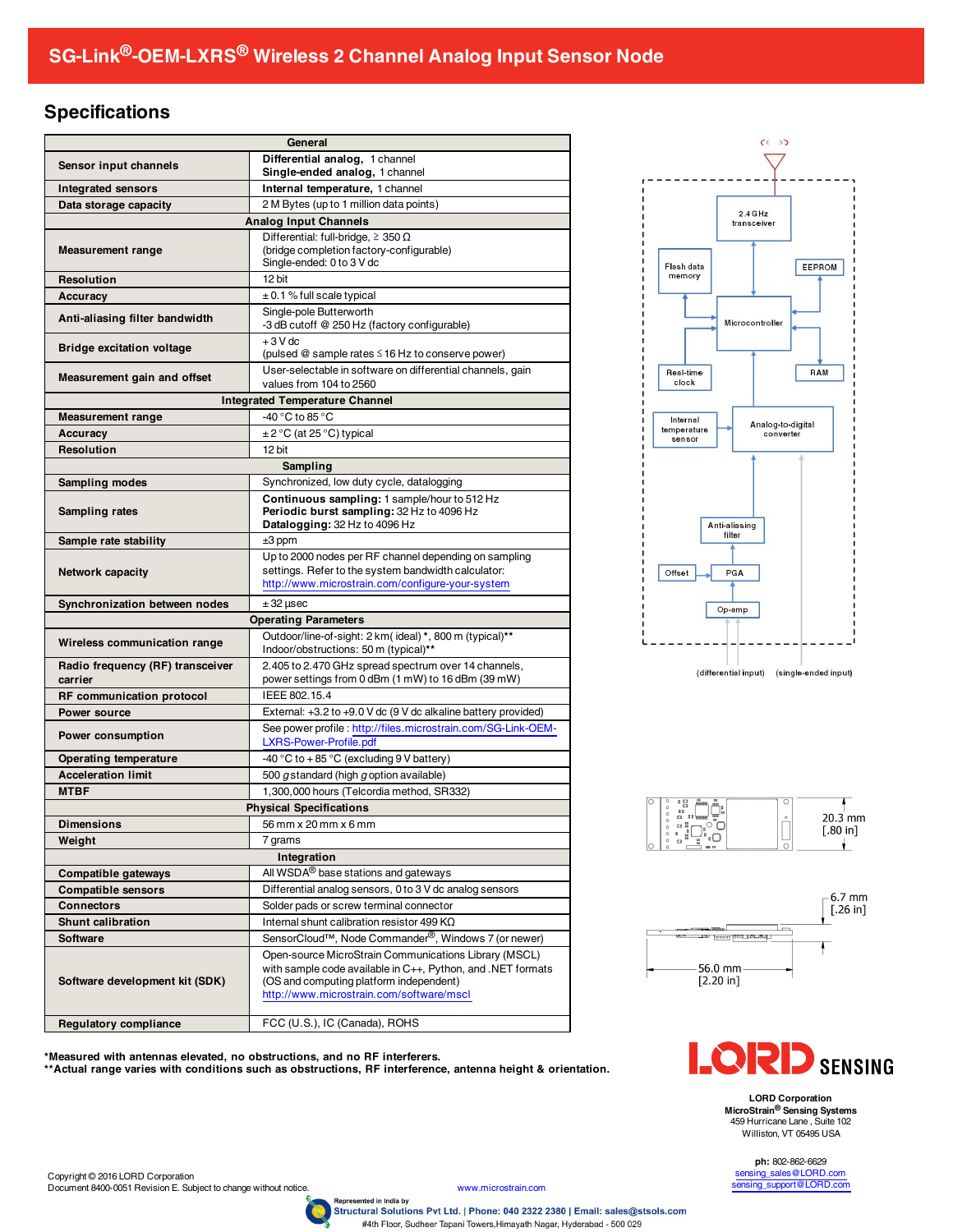# SG-Link®-OEM-LXRS® Wireless 2 Channel Analog Input Sensor Node

## Specifications

| | |
|---|---|
| **General** | |
| **Sensor input channels** | **Differential analog,** 1 channel<br>**Single-ended analog,** 1 channel |
| **Integrated sensors** | **Internal temperature,** 1 channel |
| **Data storage capacity** | 2 M Bytes (up to 1 million data points) |
| **Analog Input Channels** | |
| **Measurement range** | Differential: full-bridge, ≥ 350 Ω<br>(bridge completion factory-configurable)<br>Single-ended: 0 to 3 V dc |
| **Resolution** | 12 bit |
| **Accuracy** | ± 0.1 % full scale typical |
| **Anti-aliasing filter bandwidth** | Single-pole Butterworth<br>-3 dB cutoff @ 250 Hz (factory configurable) |
| **Bridge excitation voltage** | + 3 V dc<br>(pulsed @ sample rates ≤ 16 Hz to conserve power) |
| **Measurement gain and offset** | User-selectable in software on differential channels, gain values from 104 to 2560 |
| **Integrated Temperature Channel** | |
| **Measurement range** | -40 °C to 85 °C |
| **Accuracy** | ± 2 °C (at 25 °C) typical |
| **Resolution** | 12 bit |
| **Sampling** | |
| **Sampling modes** | Synchronized, low duty cycle, datalogging |
| **Sampling rates** | **Continuous sampling:** 1 sample/hour to 512 Hz<br>**Periodic burst sampling:** 32 Hz to 4096 Hz<br>**Datalogging:** 32 Hz to 4096 Hz |
| **Sample rate stability** | ±3 ppm |
| **Network capacity** | Up to 2000 nodes per RF channel depending on sampling settings. Refer to the system bandwidth calculator: http://www.microstrain.com/configure-your-system |
| **Synchronization between nodes** | ± 32 µsec |
| **Operating Parameters** | |
| **Wireless communication range** | Outdoor/line-of-sight: 2 km( ideal) *, 800 m (typical)**<br>Indoor/obstructions: 50 m (typical)** |
| **Radio frequency (RF) transceiver carrier** | 2.405 to 2.470 GHz spread spectrum over 14 channels, power settings from 0 dBm (1 mW) to 16 dBm (39 mW) |
| **RF communication protocol** | IEEE 802.15.4 |
| **Power source** | External: +3.2 to +9.0 V dc (9 V dc alkaline battery provided) |
| **Power consumption** | See power profile : http://files.microstrain.com/SG-Link-OEM-LXRS-Power-Profile.pdf |
| **Operating temperature** | -40 °C to + 85 °C (excluding 9 V battery) |
| **Acceleration limit** | 500 *g* standard (high *g* option available) |
| **MTBF** | 1,300,000 hours (Telcordia method, SR332) |
| **Physical Specifications** | |
| **Dimensions** | 56 mm x 20 mm x 6 mm |
| **Weight** | 7 grams |
| **Integration** | |
| **Compatible gateways** | All WSDA® base stations and gateways |
| **Compatible sensors** | Differential analog sensors, 0 to 3 V dc analog sensors |
| **Connectors** | Solder pads or screw terminal connector |
| **Shunt calibration** | Internal shunt calibration resistor 499 KΩ |
| **Software** | SensorCloud™, Node Commander®, Windows 7 (or newer) |
| **Software development kit (SDK)** | Open-source MicroStrain Communications Library (MSCL) with sample code available in C++, Python, and .NET formats (OS and computing platform independent)<br>http://www.microstrain.com/software/mscl |
| **Regulatory compliance** | FCC (U.S.), IC (Canada), ROHS |

2.4 GHz transceiver
Flash data memory
EEPROM
Microcontroller
Real-time clock
RAM
Internal temperature sensor
Analog-to-digital converter
Anti-aliasing filter
Offset
PGA
Op-amp
(differential input)
(single-ended input)

20.3 mm [.80 in]
6.7 mm [.26 in]
56.0 mm [2.20 in]

***Measured with antennas elevated, no obstructions, and no RF interferers.**
****Actual range varies with conditions such as obstructions, RF interference, antenna height & orientation.**

LORD SENSING

**LORD Corporation**
**MicroStrain® Sensing Systems**
459 Hurricane Lane , Suite 102
Williston, VT 05495 USA

**ph:** 802-862-6629
sensing_sales@LORD.com
sensing_support@LORD.com

www.microstrain.com

Copyright © 2016 LORD Corporation
Document 8400-0051 Revision E. Subject to change without notice.

Represented in India by
**Structural Solutions Pvt Ltd. | Phone: 040 2322 2380 | Email: sales@stsols.com**
#4th Floor, Sudheer Tapani Towers,Himayath Nagar, Hyderabad - 500 029